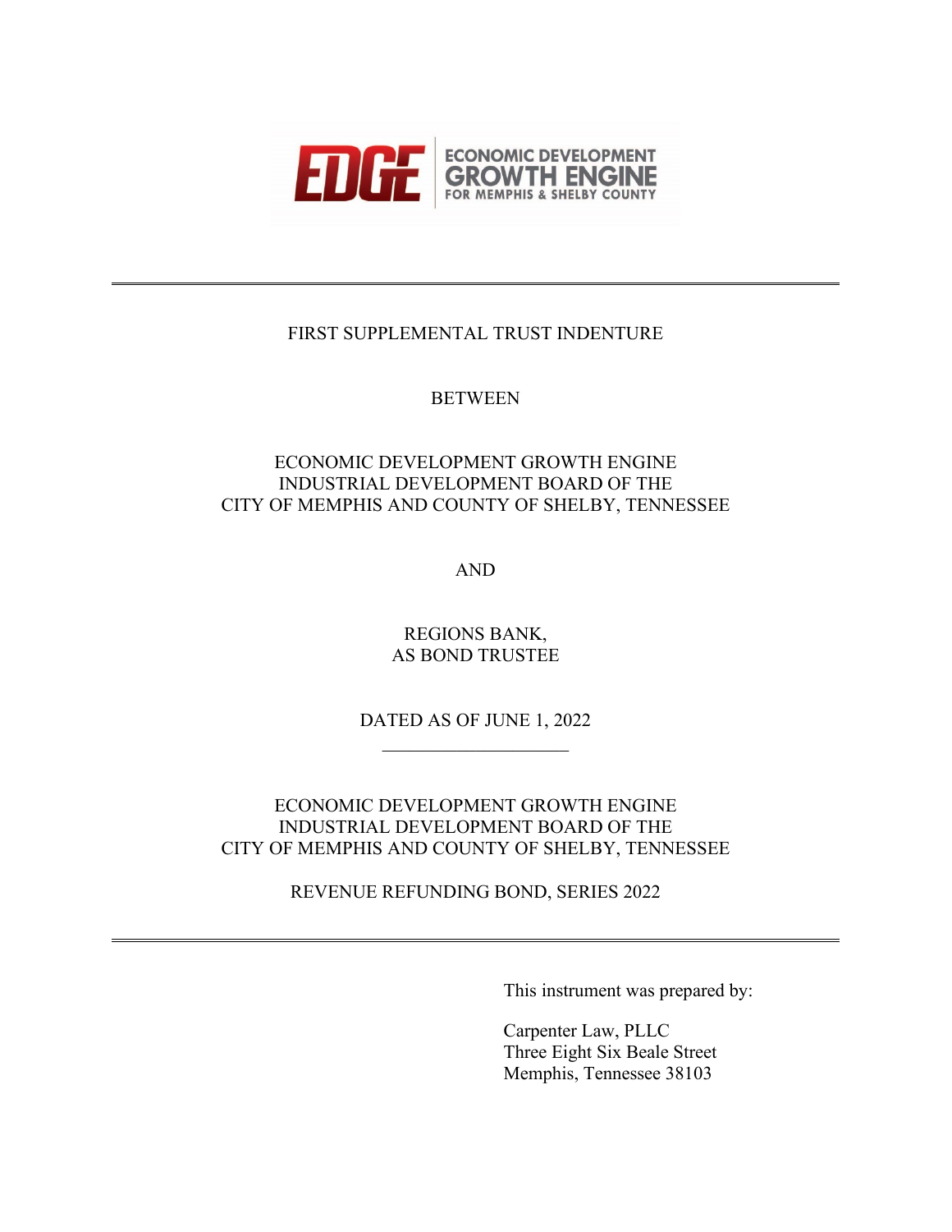EDGE | ECONOMIC DEVELOPMENT GROWTH ENGINE FOR MEMPHIS & SHELBY COUNTY

---

FIRST SUPPLEMENTAL TRUST INDENTURE

BETWEEN

ECONOMIC DEVELOPMENT GROWTH ENGINE
INDUSTRIAL DEVELOPMENT BOARD OF THE
CITY OF MEMPHIS AND COUNTY OF SHELBY, TENNESSEE

AND

REGIONS BANK,
AS BOND TRUSTEE

DATED AS OF JUNE 1, 2022

---

ECONOMIC DEVELOPMENT GROWTH ENGINE
INDUSTRIAL DEVELOPMENT BOARD OF THE
CITY OF MEMPHIS AND COUNTY OF SHELBY, TENNESSEE

REVENUE REFUNDING BOND, SERIES 2022

---

This instrument was prepared by:

Carpenter Law, PLLC
Three Eight Six Beale Street
Memphis, Tennessee 38103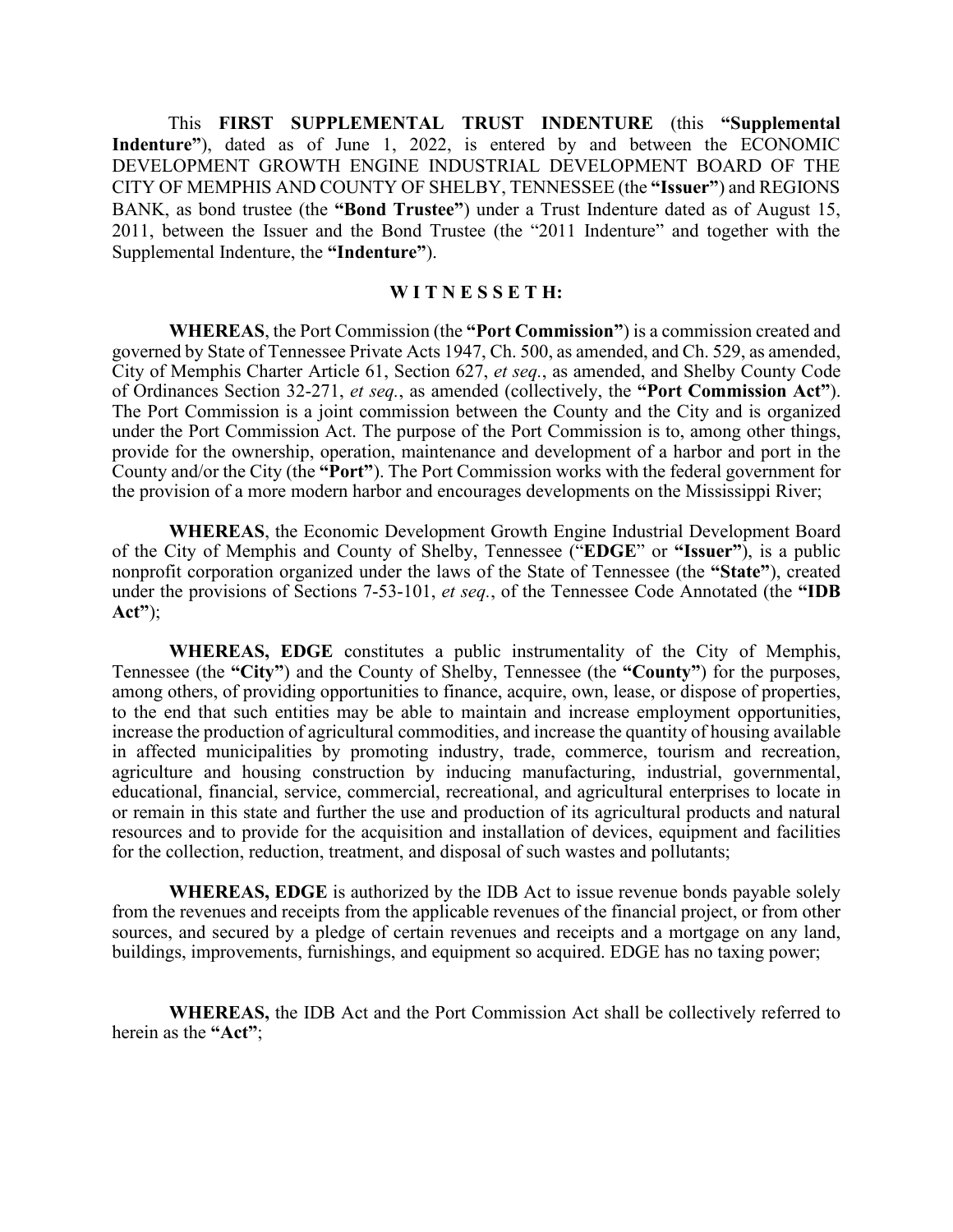This **FIRST SUPPLEMENTAL TRUST INDENTURE** (this **"Supplemental Indenture"**), dated as of June 1, 2022, is entered by and between the ECONOMIC DEVELOPMENT GROWTH ENGINE INDUSTRIAL DEVELOPMENT BOARD OF THE CITY OF MEMPHIS AND COUNTY OF SHELBY, TENNESSEE (the **"Issuer"**) and REGIONS BANK, as bond trustee (the **"Bond Trustee"**) under a Trust Indenture dated as of August 15, 2011, between the Issuer and the Bond Trustee (the "2011 Indenture" and together with the Supplemental Indenture, the **"Indenture"**).

**W I T N E S S E T H:**

**WHEREAS**, the Port Commission (the **"Port Commission"**) is a commission created and governed by State of Tennessee Private Acts 1947, Ch. 500, as amended, and Ch. 529, as amended, City of Memphis Charter Article 61, Section 627, *et seq.*, as amended, and Shelby County Code of Ordinances Section 32-271, *et seq.*, as amended (collectively, the **"Port Commission Act"**). The Port Commission is a joint commission between the County and the City and is organized under the Port Commission Act. The purpose of the Port Commission is to, among other things, provide for the ownership, operation, maintenance and development of a harbor and port in the County and/or the City (the **"Port"**). The Port Commission works with the federal government for the provision of a more modern harbor and encourages developments on the Mississippi River;

**WHEREAS**, the Economic Development Growth Engine Industrial Development Board of the City of Memphis and County of Shelby, Tennessee ("**EDGE**" or **"Issuer"**), is a public nonprofit corporation organized under the laws of the State of Tennessee (the **"State"**), created under the provisions of Sections 7-53-101, *et seq.*, of the Tennessee Code Annotated (the **"IDB Act"**);

**WHEREAS, EDGE** constitutes a public instrumentality of the City of Memphis, Tennessee (the **"City"**) and the County of Shelby, Tennessee (the **"County"**) for the purposes, among others, of providing opportunities to finance, acquire, own, lease, or dispose of properties, to the end that such entities may be able to maintain and increase employment opportunities, increase the production of agricultural commodities, and increase the quantity of housing available in affected municipalities by promoting industry, trade, commerce, tourism and recreation, agriculture and housing construction by inducing manufacturing, industrial, governmental, educational, financial, service, commercial, recreational, and agricultural enterprises to locate in or remain in this state and further the use and production of its agricultural products and natural resources and to provide for the acquisition and installation of devices, equipment and facilities for the collection, reduction, treatment, and disposal of such wastes and pollutants;

**WHEREAS, EDGE** is authorized by the IDB Act to issue revenue bonds payable solely from the revenues and receipts from the applicable revenues of the financial project, or from other sources, and secured by a pledge of certain revenues and receipts and a mortgage on any land, buildings, improvements, furnishings, and equipment so acquired. EDGE has no taxing power;

**WHEREAS,** the IDB Act and the Port Commission Act shall be collectively referred to herein as the **"Act"**;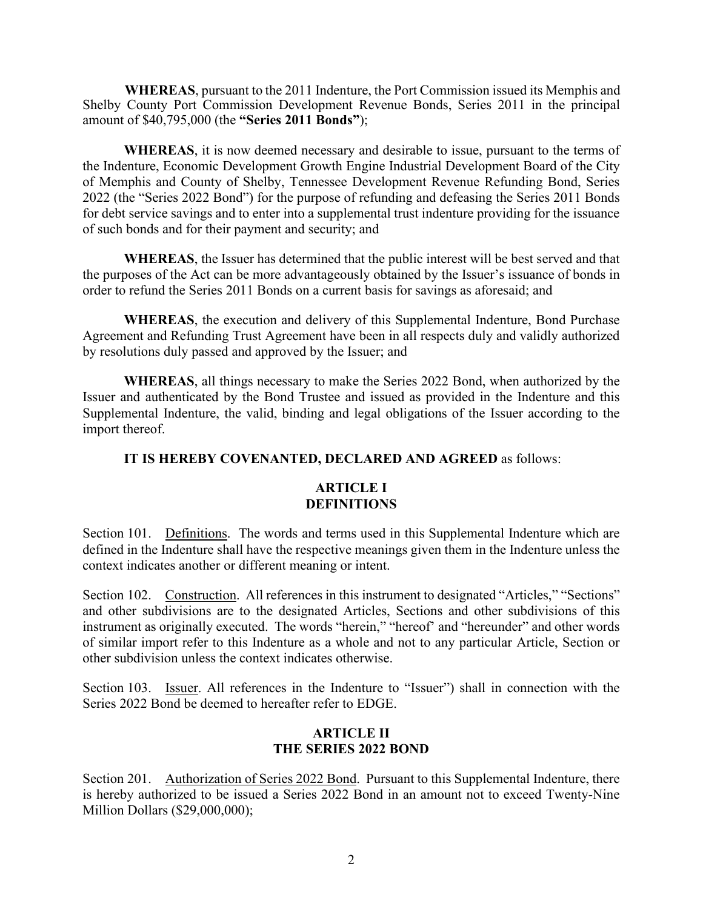**WHEREAS**, pursuant to the 2011 Indenture, the Port Commission issued its Memphis and Shelby County Port Commission Development Revenue Bonds, Series 2011 in the principal amount of $40,795,000 (the **"Series 2011 Bonds"**);

**WHEREAS**, it is now deemed necessary and desirable to issue, pursuant to the terms of the Indenture, Economic Development Growth Engine Industrial Development Board of the City of Memphis and County of Shelby, Tennessee Development Revenue Refunding Bond, Series 2022 (the "Series 2022 Bond") for the purpose of refunding and defeasing the Series 2011 Bonds for debt service savings and to enter into a supplemental trust indenture providing for the issuance of such bonds and for their payment and security; and

**WHEREAS**, the Issuer has determined that the public interest will be best served and that the purposes of the Act can be more advantageously obtained by the Issuer's issuance of bonds in order to refund the Series 2011 Bonds on a current basis for savings as aforesaid; and

**WHEREAS**, the execution and delivery of this Supplemental Indenture, Bond Purchase Agreement and Refunding Trust Agreement have been in all respects duly and validly authorized by resolutions duly passed and approved by the Issuer; and

**WHEREAS**, all things necessary to make the Series 2022 Bond, when authorized by the Issuer and authenticated by the Bond Trustee and issued as provided in the Indenture and this Supplemental Indenture, the valid, binding and legal obligations of the Issuer according to the import thereof.

**IT IS HEREBY COVENANTED, DECLARED AND AGREED** as follows:

## ARTICLE I
## DEFINITIONS

Section 101. Definitions. The words and terms used in this Supplemental Indenture which are defined in the Indenture shall have the respective meanings given them in the Indenture unless the context indicates another or different meaning or intent.

Section 102. Construction. All references in this instrument to designated "Articles," "Sections" and other subdivisions are to the designated Articles, Sections and other subdivisions of this instrument as originally executed. The words "herein," "hereof" and "hereunder" and other words of similar import refer to this Indenture as a whole and not to any particular Article, Section or other subdivision unless the context indicates otherwise.

Section 103. Issuer. All references in the Indenture to "Issuer") shall in connection with the Series 2022 Bond be deemed to hereafter refer to EDGE.

## ARTICLE II
## THE SERIES 2022 BOND

Section 201. Authorization of Series 2022 Bond. Pursuant to this Supplemental Indenture, there is hereby authorized to be issued a Series 2022 Bond in an amount not to exceed Twenty-Nine Million Dollars ($29,000,000);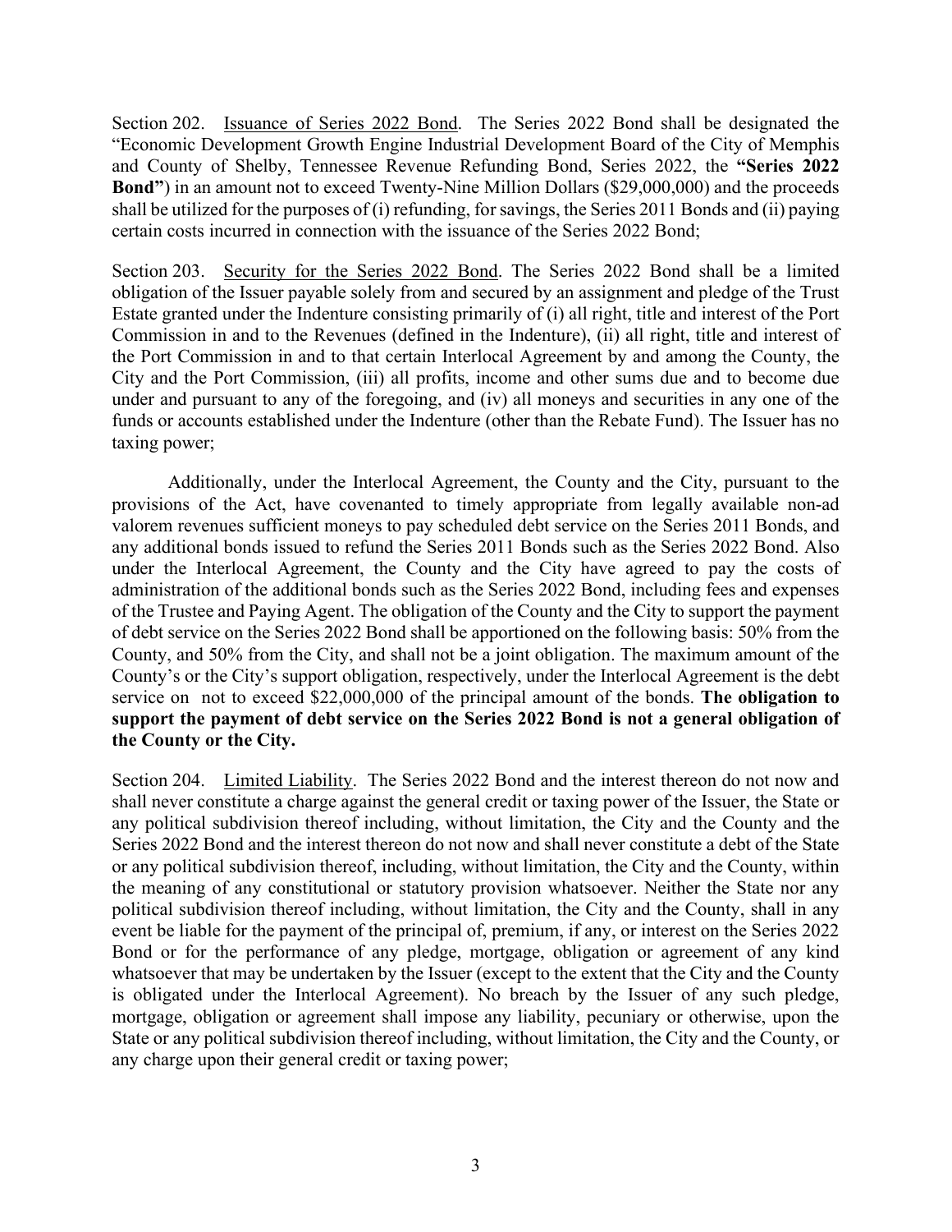Section 202. <u>Issuance of Series 2022 Bond</u>. The Series 2022 Bond shall be designated the "Economic Development Growth Engine Industrial Development Board of the City of Memphis and County of Shelby, Tennessee Revenue Refunding Bond, Series 2022, the **"Series 2022 Bond"**) in an amount not to exceed Twenty-Nine Million Dollars ($29,000,000) and the proceeds shall be utilized for the purposes of (i) refunding, for savings, the Series 2011 Bonds and (ii) paying certain costs incurred in connection with the issuance of the Series 2022 Bond;

Section 203. <u>Security for the Series 2022 Bond</u>. The Series 2022 Bond shall be a limited obligation of the Issuer payable solely from and secured by an assignment and pledge of the Trust Estate granted under the Indenture consisting primarily of (i) all right, title and interest of the Port Commission in and to the Revenues (defined in the Indenture), (ii) all right, title and interest of the Port Commission in and to that certain Interlocal Agreement by and among the County, the City and the Port Commission, (iii) all profits, income and other sums due and to become due under and pursuant to any of the foregoing, and (iv) all moneys and securities in any one of the funds or accounts established under the Indenture (other than the Rebate Fund). The Issuer has no taxing power;

Additionally, under the Interlocal Agreement, the County and the City, pursuant to the provisions of the Act, have covenanted to timely appropriate from legally available non-ad valorem revenues sufficient moneys to pay scheduled debt service on the Series 2011 Bonds, and any additional bonds issued to refund the Series 2011 Bonds such as the Series 2022 Bond. Also under the Interlocal Agreement, the County and the City have agreed to pay the costs of administration of the additional bonds such as the Series 2022 Bond, including fees and expenses of the Trustee and Paying Agent. The obligation of the County and the City to support the payment of debt service on the Series 2022 Bond shall be apportioned on the following basis: 50% from the County, and 50% from the City, and shall not be a joint obligation. The maximum amount of the County's or the City's support obligation, respectively, under the Interlocal Agreement is the debt service on not to exceed $22,000,000 of the principal amount of the bonds. **The obligation to support the payment of debt service on the Series 2022 Bond is not a general obligation of the County or the City.**

Section 204. <u>Limited Liability</u>. The Series 2022 Bond and the interest thereon do not now and shall never constitute a charge against the general credit or taxing power of the Issuer, the State or any political subdivision thereof including, without limitation, the City and the County and the Series 2022 Bond and the interest thereon do not now and shall never constitute a debt of the State or any political subdivision thereof, including, without limitation, the City and the County, within the meaning of any constitutional or statutory provision whatsoever. Neither the State nor any political subdivision thereof including, without limitation, the City and the County, shall in any event be liable for the payment of the principal of, premium, if any, or interest on the Series 2022 Bond or for the performance of any pledge, mortgage, obligation or agreement of any kind whatsoever that may be undertaken by the Issuer (except to the extent that the City and the County is obligated under the Interlocal Agreement). No breach by the Issuer of any such pledge, mortgage, obligation or agreement shall impose any liability, pecuniary or otherwise, upon the State or any political subdivision thereof including, without limitation, the City and the County, or any charge upon their general credit or taxing power;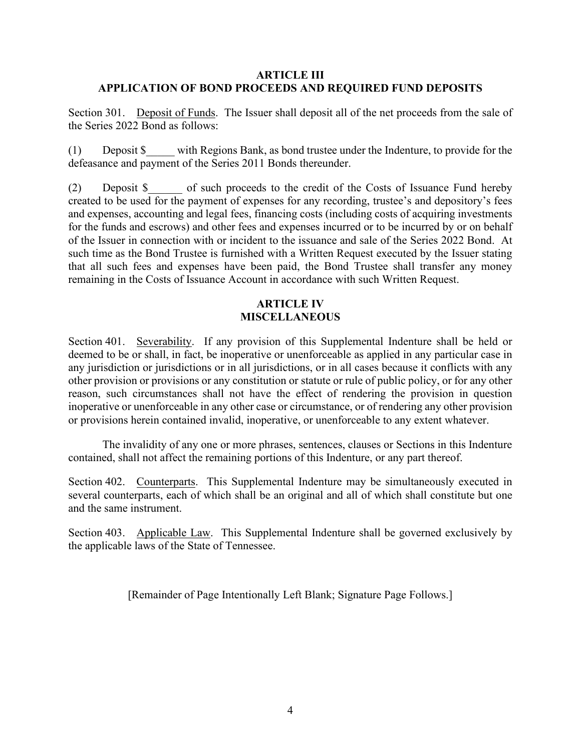## ARTICLE III
## APPLICATION OF BOND PROCEEDS AND REQUIRED FUND DEPOSITS

Section 301. Deposit of Funds. The Issuer shall deposit all of the net proceeds from the sale of the Series 2022 Bond as follows:

(1) Deposit $_____ with Regions Bank, as bond trustee under the Indenture, to provide for the defeasance and payment of the Series 2011 Bonds thereunder.

(2) Deposit $______ of such proceeds to the credit of the Costs of Issuance Fund hereby created to be used for the payment of expenses for any recording, trustee's and depository's fees and expenses, accounting and legal fees, financing costs (including costs of acquiring investments for the funds and escrows) and other fees and expenses incurred or to be incurred by or on behalf of the Issuer in connection with or incident to the issuance and sale of the Series 2022 Bond. At such time as the Bond Trustee is furnished with a Written Request executed by the Issuer stating that all such fees and expenses have been paid, the Bond Trustee shall transfer any money remaining in the Costs of Issuance Account in accordance with such Written Request.

## ARTICLE IV
## MISCELLANEOUS

Section 401. Severability. If any provision of this Supplemental Indenture shall be held or deemed to be or shall, in fact, be inoperative or unenforceable as applied in any particular case in any jurisdiction or jurisdictions or in all jurisdictions, or in all cases because it conflicts with any other provision or provisions or any constitution or statute or rule of public policy, or for any other reason, such circumstances shall not have the effect of rendering the provision in question inoperative or unenforceable in any other case or circumstance, or of rendering any other provision or provisions herein contained invalid, inoperative, or unenforceable to any extent whatever.

The invalidity of any one or more phrases, sentences, clauses or Sections in this Indenture contained, shall not affect the remaining portions of this Indenture, or any part thereof.

Section 402. Counterparts. This Supplemental Indenture may be simultaneously executed in several counterparts, each of which shall be an original and all of which shall constitute but one and the same instrument.

Section 403. Applicable Law. This Supplemental Indenture shall be governed exclusively by the applicable laws of the State of Tennessee.

[Remainder of Page Intentionally Left Blank; Signature Page Follows.]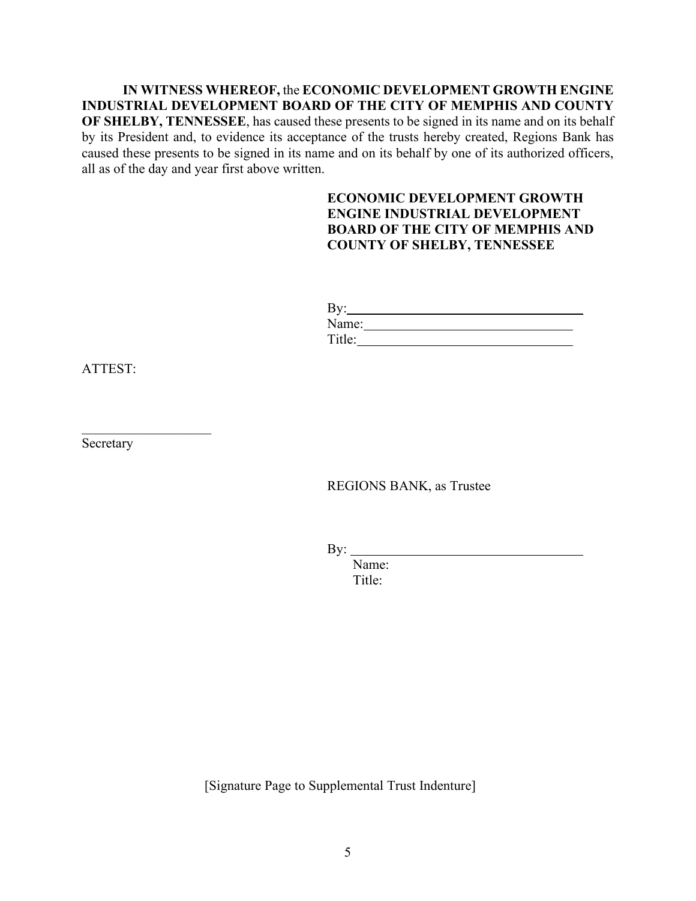**IN WITNESS WHEREOF,** the **ECONOMIC DEVELOPMENT GROWTH ENGINE INDUSTRIAL DEVELOPMENT BOARD OF THE CITY OF MEMPHIS AND COUNTY OF SHELBY, TENNESSEE**, has caused these presents to be signed in its name and on its behalf by its President and, to evidence its acceptance of the trusts hereby created, Regions Bank has caused these presents to be signed in its name and on its behalf by one of its authorized officers, all as of the day and year first above written.

**ECONOMIC DEVELOPMENT GROWTH ENGINE INDUSTRIAL DEVELOPMENT BOARD OF THE CITY OF MEMPHIS AND COUNTY OF SHELBY, TENNESSEE**

By:______________________________
Name:____________________________
Title:_____________________________

ATTEST:

____________________
Secretary

REGIONS BANK, as Trustee

By: ______________________________
Name:
Title:

[Signature Page to Supplemental Trust Indenture]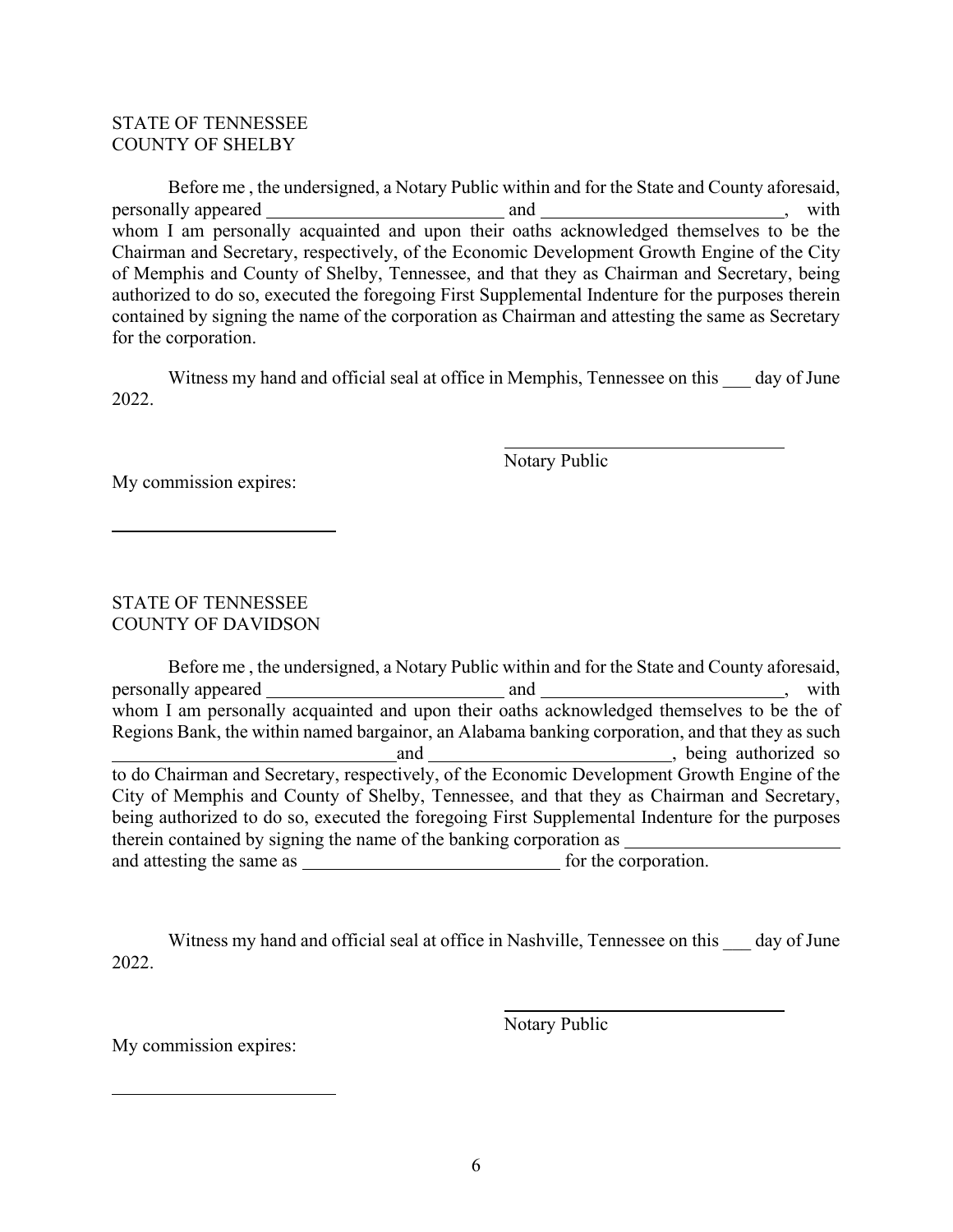STATE OF TENNESSEE
COUNTY OF SHELBY

Before me , the undersigned, a Notary Public within and for the State and County aforesaid, personally appeared \_\_\_\_\_\_\_\_\_\_\_\_\_\_\_\_\_\_\_\_\_\_\_\_\_\_ and \_\_\_\_\_\_\_\_\_\_\_\_\_\_\_\_\_\_\_\_\_\_\_\_\_\_, with whom I am personally acquainted and upon their oaths acknowledged themselves to be the Chairman and Secretary, respectively, of the Economic Development Growth Engine of the City of Memphis and County of Shelby, Tennessee, and that they as Chairman and Secretary, being authorized to do so, executed the foregoing First Supplemental Indenture for the purposes therein contained by signing the name of the corporation as Chairman and attesting the same as Secretary for the corporation.

Witness my hand and official seal at office in Memphis, Tennessee on this \_\_\_ day of June 2022.

\_\_\_\_\_\_\_\_\_\_\_\_\_\_\_\_\_\_\_\_\_\_\_\_\_\_\_\_\_\_
Notary Public

My commission expires:

\_\_\_\_\_\_\_\_\_\_\_\_\_\_\_\_\_\_\_\_\_\_\_\_\_\_

STATE OF TENNESSEE
COUNTY OF DAVIDSON

Before me , the undersigned, a Notary Public within and for the State and County aforesaid, personally appeared \_\_\_\_\_\_\_\_\_\_\_\_\_\_\_\_\_\_\_\_\_\_\_\_\_\_ and \_\_\_\_\_\_\_\_\_\_\_\_\_\_\_\_\_\_\_\_\_\_\_\_\_\_, with whom I am personally acquainted and upon their oaths acknowledged themselves to be the of Regions Bank, the within named bargainor, an Alabama banking corporation, and that they as such \_\_\_\_\_\_\_\_\_\_\_\_\_\_\_\_\_\_\_\_\_\_\_\_\_\_\_\_\_\_and \_\_\_\_\_\_\_\_\_\_\_\_\_\_\_\_\_\_\_\_\_\_\_\_\_\_, being authorized so to do Chairman and Secretary, respectively, of the Economic Development Growth Engine of the City of Memphis and County of Shelby, Tennessee, and that they as Chairman and Secretary, being authorized to do so, executed the foregoing First Supplemental Indenture for the purposes therein contained by signing the name of the banking corporation as \_\_\_\_\_\_\_\_\_\_\_\_\_\_\_\_\_\_\_\_\_\_\_\_ and attesting the same as \_\_\_\_\_\_\_\_\_\_\_\_\_\_\_\_\_\_\_\_\_\_\_\_\_\_\_\_ for the corporation.

Witness my hand and official seal at office in Nashville, Tennessee on this \_\_\_ day of June 2022.

\_\_\_\_\_\_\_\_\_\_\_\_\_\_\_\_\_\_\_\_\_\_\_\_\_\_\_\_\_\_
Notary Public

My commission expires:

\_\_\_\_\_\_\_\_\_\_\_\_\_\_\_\_\_\_\_\_\_\_\_\_\_\_